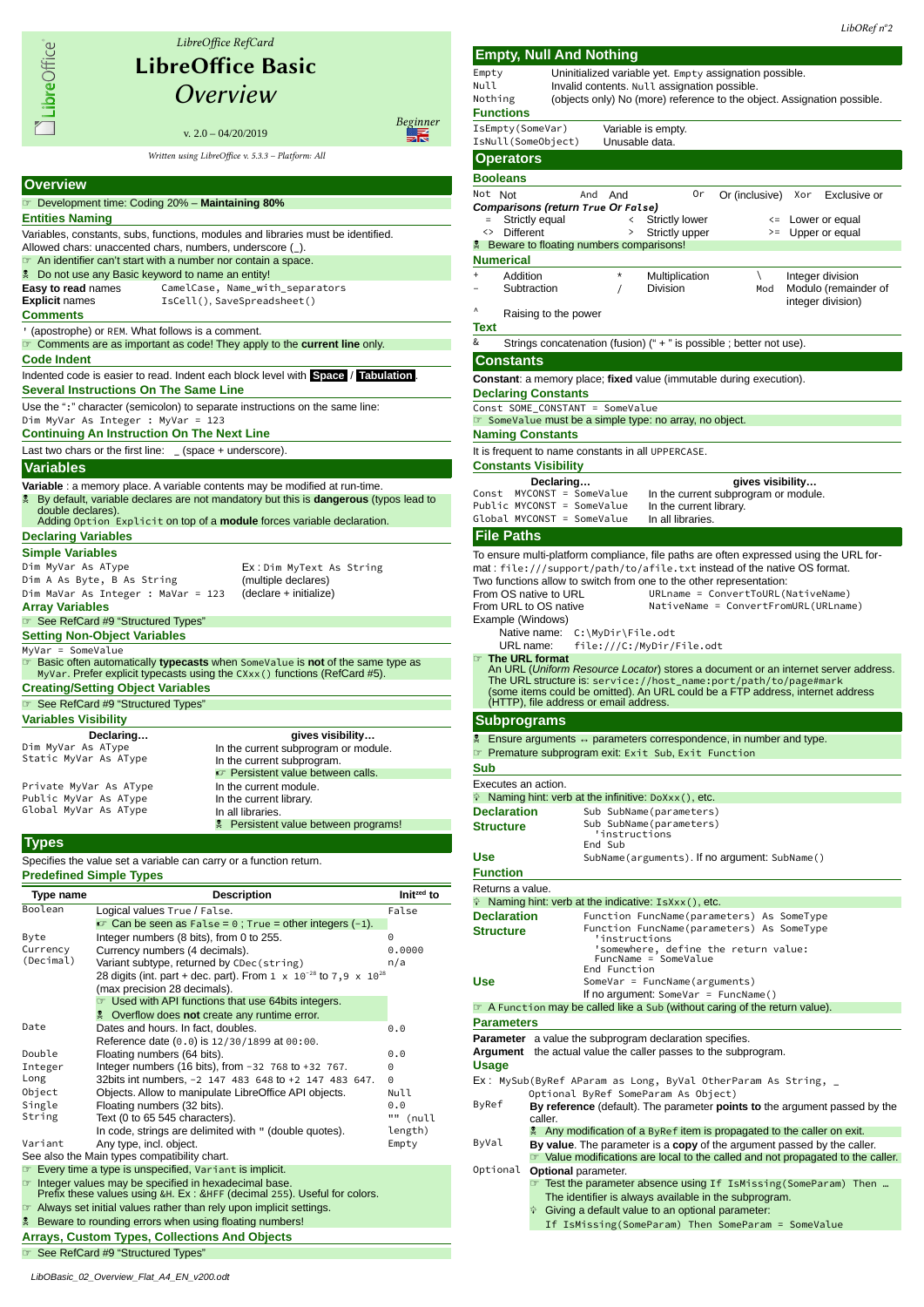LibreOffice RefCard

# LibreOffice Basic

# *Overview*

v. 2.0 – 04/20/2019

*Beginner*

*Written using LibreOffice v. 5.3.3 – Platform: All*

## Overview

☞ Development time: Coding 20% – **Maintaining 80%**

### Entities Naming

Variables, constants, subs, functions, modules and libraries must be identified.
Allowed chars: unaccented chars, numbers, underscore (_).

☞ An identifier can't start with a number nor contain a space.

☠ Do not use any Basic keyword to name an entity!

**Easy to read** names `CamelCase, Name_with_separators`
**Explicit** names `IsCell(), SaveSpreadsheet()`

### Comments

`'` (apostrophe) or `REM`. What follows is a comment.

☞ Comments are as important as code! They apply to the **current line** only.

### Code Indent

Indented code is easier to read. Indent each block level with **Space** / **Tabulation**.

### Several Instructions On The Same Line

Use the "`:`" character (semicolon) to separate instructions on the same line:
`Dim MyVar As Integer : MyVar = 123`

### Continuing An Instruction On The Next Line

Last two chars or the first line: `_` (space + underscore).

## Variables

**Variable** : a memory place. A variable contents may be modified at run-time.

☠ By default, variable declares are not mandatory but this is **dangerous** (typos lead to double declares).
Adding `Option Explicit` on top of a **module** forces variable declaration.

### Declaring Variables

### Simple Variables

| | |
|---|---|
| `Dim MyVar As AType` | Ex : `Dim MyText As String` |
| `Dim A As Byte, B As String` | (multiple declares) |
| `Dim MaVar As Integer : MaVar = 123` | (declare + initialize) |

### Array Variables

☞ See RefCard #9 "Structured Types"

### Setting Non-Object Variables

`MyVar = SomeValue`

☞ Basic often automatically **typecasts** when `SomeValue` is **not** of the same type as `MyVar`. Prefer explicit typecasts using the `CXxx()` functions (RefCard #5).

### Creating/Setting Object Variables

☞ See RefCard #9 "Structured Types"

### Variables Visibility

| Declaring… | gives visibility… |
|---|---|
| `Dim MyVar As AType` | In the current subprogram or module. |
| `Static MyVar As AType` | In the current subprogram. ☞ Persistent value between calls. |
| `Private MyVar As AType` | In the current module. |
| `Public MyVar As AType` | In the current library. |
| `Global MyVar As AType` | In all libraries. ☠ Persistent value between programs! |

## Types

Specifies the value set a variable can carry or a function return.

### Predefined Simple Types

| Type name | Description | Init[zed] to |
|---|---|---|
| `Boolean` | Logical values `True` / `False`. ☞ Can be seen as `False = 0` ; `True` = other integers (`-1`). | `False` |
| `Byte` | Integer numbers (8 bits), from 0 to 255. | `0` |
| `Currency` | Currency numbers (4 decimals). | `0.0000` |
| `(Decimal)` | Variant subtype, returned by `CDec(string)`. 28 digits (int. part + dec. part). From $1 \times 10^{-28}$ to $7,9 \times 10^{28}$ (max precision 28 decimals). ☞ Used with API functions that use 64bits integers. ☠ Overflow does **not** create any runtime error. | n/a |
| `Date` | Dates and hours. In fact, doubles. Reference date (`0.0`) is `12/30/1899` at `00:00`. | `0.0` |
| `Double` | Floating numbers (64 bits). | `0.0` |
| `Integer` | Integer numbers (16 bits), from `-32 768` to `+32 767`. | `0` |
| `Long` | 32bits int numbers, `-2 147 483 648` to `+2 147 483 647`. | `0` |
| `Object` | Objects. Allow to manipulate LibreOffice API objects. | `Null` |
| `Single` | Floating numbers (32 bits). | `0.0` |
| `String` | Text (0 to 65 545 characters). In code, strings are delimited with `"` (double quotes). | `""` (null length) |
| `Variant` | Any type, incl. object. | `Empty` |

See also the Main types compatibility chart.

☞ Every time a type is unspecified, `Variant` is implicit.

☞ Integer values may be specified in hexadecimal base.
Prefix these values using `&H`. Ex : `&HFF` (decimal `255`). Useful for colors.

☞ Always set initial values rather than rely upon implicit settings.

☠ Beware to rounding errors when using floating numbers!

### Arrays, Custom Types, Collections And Objects

☞ See RefCard #9 "Structured Types"

## Empty, Null And Nothing

| | |
|---|---|
| `Empty` | Uninitialized variable yet. `Empty` assignation possible. |
| `Null` | Invalid contents. `Null` assignation possible. |
| `Nothing` | (objects only) No (more) reference to the object. Assignation possible. |

### Functions

| | |
|---|---|
| `IsEmpty(SomeVar)` | Variable is empty. |
| `IsNull(SomeObject)` | Unusable data. |

## Operators

### Booleans

| | | | | | | | |
|---|---|---|---|---|---|---|---|
| `Not` | Not | `And` | And | `Or` | Or (inclusive) | `Xor` | Exclusive or |

**Comparisons (return `True` Or `False`)**

| | | | | | |
|---|---|---|---|---|---|
| `=` | Strictly equal | `<` | Strictly lower | `<=` | Lower or equal |
| `<>` | Different | `>` | Strictly upper | `>=` | Upper or equal |

☠ Beware to floating numbers comparisons!

### Numerical

| | | | | | |
|---|---|---|---|---|---|
| `+` | Addition | `*` | Multiplication | `\` | Integer division |
| `-` | Subtraction | `/` | Division | `Mod` | Modulo (remainder of integer division) |
| `^` | Raising to the power | | | | |

### Text

`&` Strings concatenation (fusion) (" + " is possible ; better not use).

## Constants

**Constant**: a memory place; **fixed** value (immutable during execution).

### Declaring Constants

`Const SOME_CONSTANT = SomeValue`

☞ `SomeValue` must be a simple type: no array, no object.

### Naming Constants

It is frequent to name constants in all `UPPERCASE`.

### Constants Visibility

| Declaring… | gives visibility… |
|---|---|
| `Const MYCONST = SomeValue` | In the current subprogram or module. |
| `Public MYCONST = SomeValue` | In the current library. |
| `Global MYCONST = SomeValue` | In all libraries. |

## File Paths

To ensure multi-platform compliance, file paths are often expressed using the URL format : `file:///support/path/to/afile.txt` instead of the native OS format.
Two functions allow to switch from one to the other representation:

| | |
|---|---|
| From OS native to URL | `URLname = ConvertToURL(NativeName)` |
| From URL to OS native | `NativeName = ConvertFromURL(URLname)` |

Example (Windows)
Native name: `C:\MyDir\File.odt`
URL name: `file:///C:/MyDir/File.odt`

☞ **The URL format**
An URL (*Uniform Resource Locator*) stores a document or an internet server address.
The URL structure is: `service://host_name:port/path/to/page#mark`
(some items could be omitted). An URL could be a FTP address, internet address (HTTP), file address or email address.

## Subprograms

☠ Ensure arguments ↔ parameters correspondence, in number and type.

☞ Premature subprogram exit: `Exit Sub`, `Exit Function`

### Sub

Executes an action.

💡 Naming hint: verb at the infinitive: `DoXxx()`, etc.

**Declaration Structure**

```
Sub SubName(parameters)
Sub SubName(parameters)
  'instructions
End Sub
```

**Use** `SubName(arguments)`. If no argument: `SubName()`

### Function

Returns a value.

💡 Naming hint: verb at the indicative: `IsXxx()`, etc.

**Declaration Structure**

```
Function FuncName(parameters) As SomeType
Function FuncName(parameters) As SomeType
  'instructions
  'somewhere, define the return value:
  FuncName = SomeValue
End Function
```

**Use** `SomeVar = FuncName(arguments)`
If no argument: `SomeVar = FuncName()`

☞ A `Function` may be called like a `Sub` (without caring of the return value).

### Parameters

**Parameter** a value the subprogram declaration specifies.
**Argument** the actual value the caller passes to the subprogram.

### Usage

Ex : `MySub(ByRef AParam as Long, ByVal OtherParam As String, _`
`Optional ByRef SomeParam As Object)`

`ByRef` **By reference** (default). The parameter **points to** the argument passed by the caller.
☠ Any modification of a `ByRef` item is propagated to the caller on exit.

`ByVal` **By value**. The parameter is a **copy** of the argument passed by the caller.
☞ Value modifications are local to the called and not propagated to the caller.

`Optional` **Optional** parameter.
☞ Test the parameter absence using `If IsMissing(SomeParam) Then …`
The identifier is always available in the subprogram.
💡 Giving a default value to an optional parameter:
`If IsMissing(SomeParam) Then SomeParam = SomeValue`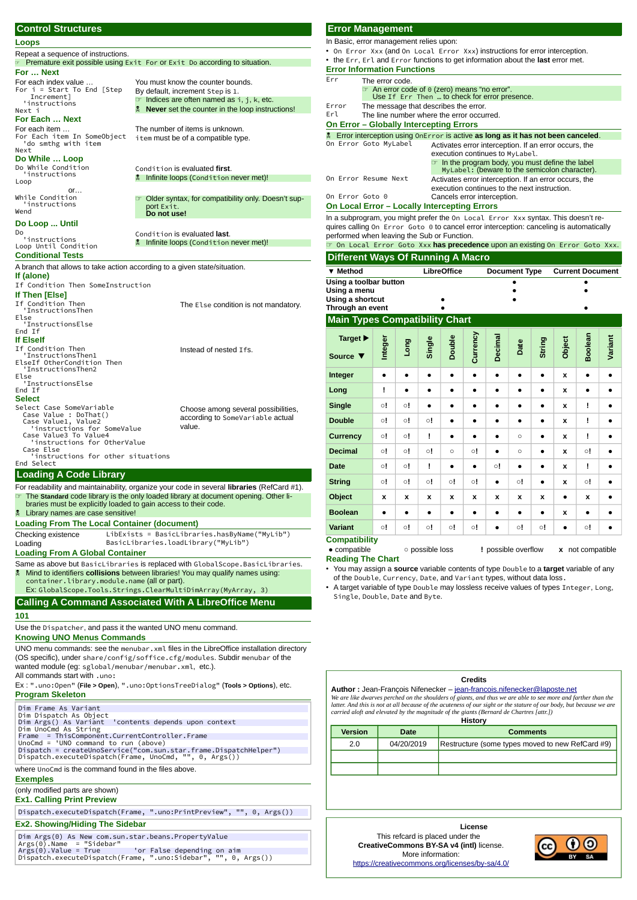## Control Structures

### Loops

Repeat a sequence of instructions.

☞ Premature exit possible using `Exit For` or `Exit Do` according to situation.

#### For … Next

For each index value …

```
For i = Start To End [Step Increment]
  'instructions
Next i
```

You must know the counter bounds.
By default, increment `Step` is 1.
☞ Indices are often named as `i`, `j`, `k`, etc.
**Never** set the counter in the loop instructions!

#### For Each … Next

For each item …

```
For Each item In SomeObject
  'do smthg with item
Next
```

The number of items is unknown.
`item` must be of a compatible type.

#### Do While … Loop

```
Do While Condition
  'instructions
Loop
```

`Condition` is evaluated **first**.
Infinite loops (`Condition` never met)!

or…

```
While Condition
  'instructions
Wend
```

☞ Older syntax, for compatibility only. Doesn't support `Exit`.
**Do not use!**

#### Do Loop … Until

```
Do
  'instructions
Loop Until Condition
```

`Condition` is evaluated **last**.
Infinite loops (`Condition` never met)!

### Conditional Tests

A branch that allows to take action according to a given state/situation.

#### If (alone)

```
If Condition Then SomeInstruction
```

#### If Then [Else]

```
If Condition Then
  'InstructionsThen
Else
  'InstructionsElse
End If
```

The `Else` condition is not mandatory.

#### If ElseIf

```
If Condition Then
  'InstructionsThen1
ElseIf OtherCondition Then
  'InstructionsThen2
Else
  'InstructionsElse
End If
```

Instead of nested `If`s.

#### Select

```
Select Case SomeVariable
  Case Value : DoThat()
  Case Value1, Value2
    'instructions for SomeValue
  Case Value3 To Value4
    'instructions for OtherValue
  Case Else
    'instructions for other situations
End Select
```

Choose among several possibilities, according to `SomeVariable` actual value.

## Loading A Code Library

For readability and maintainability, organize your code in several **libraries** (RefCard #1).

☞ The **Standard** code library is the only loaded library at document opening. Other libraries must be explicitly loaded to gain access to their code.
Library names are case sensitive!

### Loading From The Local Container (document)

| | |
|---|---|
| Checking existence | `LibExists = BasicLibraries.hasByName("MyLib")` |
| Loading | `BasicLibraries.loadLibrary("MyLib")` |

### Loading From A Global Container

Same as above but `BasicLibraries` is replaced with `GlobalScope.BasicLibraries`.

Mind to identifiers **collisions** between libraries! You may qualify names using: `container.library.module.name` (all or part).
Ex: `GlobalScope.Tools.Strings.ClearMultiDimArray(MyArray, 3)`

## Calling A Command Associated With A LibreOffice Menu

### 101

Use the `Dispatcher`, and pass it the wanted UNO menu command.

### Knowing UNO Menus Commands

UNO menu commands: see the `menubar.xml` files in the LibreOffice installation directory (OS specific), under `share/config/soffice.cfg/modules`. Subdir `menubar` of the wanted module (eg: `sglobal/menubar/menubar.xml`, etc.).
All commands start with `.uno:`
Ex : `".uno:Open"` (**File > Open**), `".uno:OptionsTreeDialog"` (**Tools > Options**), etc.

### Program Skeleton

```
Dim Frame As Variant
Dim Dispatch As Object
Dim Args() As Variant  'contents depends upon context
Dim UnoCmd As String
Frame = ThisComponent.CurrentController.Frame
UnoCmd = 'UNO command to run (above)
Dispatch = createUnoService("com.sun.star.frame.DispatchHelper")
Dispatch.executeDispatch(Frame, UnoCmd, "", 0, Args())
```

where `UnoCmd` is the command found in the files above.

### Exemples

(only modified parts are shown)

#### Ex1. Calling Print Preview

```
Dispatch.executeDispatch(Frame, ".uno:PrintPreview", "", 0, Args())
```

#### Ex2. Showing/Hiding The Sidebar

```
Dim Args(0) As New com.sun.star.beans.PropertyValue
Args(0).Name  = "Sidebar"
Args(0).Value = True        'or False depending on aim
Dispatch.executeDispatch(Frame, ".uno:Sidebar", "", 0, Args())
```

## Error Management

In Basic, error management relies upon:

- `On Error Xxx` (and `On Local Error Xxx`) instructions for error interception.
- the `Err`, `Erl` and `Error` functions to get information about the **last** error met.

### Error Information Functions

| | |
|---|---|
| `Err` | The error code. ☞ An error code of `0` (zero) means "no error". Use `If Err Then …` to check for error presence. |
| `Error` | The message that describes the error. |
| `Erl` | The line number where the error occurred. |

### On Error – Globally Intercepting Errors

Error interception using `OnError` is active **as long as it has not been canceled**.

| | |
|---|---|
| `On Error Goto MyLabel` | Activates error interception. If an error occurs, the execution continues to `MyLabel`. ☞ In the program body, you must define the label `MyLabel:` (beware to the semicolon character). |
| `On Error Resume Next` | Activates error interception. If an error occurs, the execution continues to the next instruction. |
| `On Error Goto 0` | Cancels error interception. |

### On Local Error – Locally Intercepting Errors

In a subprogram, you might prefer the `On Local Error Xxx` syntax. This doesn't require calling `On Error Goto 0` to cancel error interception: canceling is automatically performed when leaving the Sub or Function.

☞ `On Local Error Goto Xxx` **has precedence** upon an existing `On Error Goto Xxx`.

## Different Ways Of Running A Macro

| ▼ Method | LibreOffice | Document Type | Current Document |
|---|---|---|---|
| Using a toolbar button | | • | • |
| Using a menu | | • | • |
| Using a shortcut | • | • | |
| Through an event | • | | • |

## Main Types Compatibility Chart

| Source ▼ / Target ▶ | Integer | Long | Single | Double | Currency | Decimal | Date | String | Object | Boolean | Variant |
|---|---|---|---|---|---|---|---|---|---|---|---|
| **Integer** | • | • | • | • | • | • | • | • | x | • | • |
| **Long** | ! | • | • | • | • | • | • | • | x | • | • |
| **Single** | ○! | ○! | • | • | • | • | • | • | x | ! | • |
| **Double** | ○! | ○! | ○! | • | • | • | • | • | x | ! | • |
| **Currency** | ○! | ○! | ! | • | • | • | ○ | • | x | ! | • |
| **Decimal** | ○! | ○! | ○! | ○ | ○! | • | ○ | • | x | ○! | • |
| **Date** | ○! | ○! | ! | • | • | ○! | • | • | x | ! | • |
| **String** | ○! | ○! | ○! | ○! | ○! | • | ○! | • | x | ○! | • |
| **Object** | x | x | x | x | x | x | x | x | • | x | • |
| **Boolean** | • | • | • | • | • | • | • | • | x | • | • |
| **Variant** | ○! | ○! | ○! | ○! | ○! | • | ○! | ○! | • | ○! | • |

### Compatibility

• compatible ○ possible loss ! possible overflow x not compatible

### Reading The Chart

- You may assign a **source** variable contents of type `Double` to a **target** variable of any of the `Double`, `Currency`, `Date`, and `Variant` types, without data loss.
- A target variable of type `Double` may lossless receive values of types `Integer`, `Long`, `Single`, `Double`, `Date` and `Byte`.

### Credits

**Author :** Jean-François Nifenecker – jean-francois.nifenecker@laposte.net

*We are like dwarves perched on the shoulders of giants, and thus we are able to see more and farther than the latter. And this is not at all because of the acuteness of our sight or the stature of our body, but because we are carried aloft and elevated by the magnitude of the giants (Bernard de Chartres [attr.])*

**History**

| Version | Date | Comments |
|---|---|---|
| 2.0 | 04/20/2019 | Restructure (some types moved to new RefCard #9) |
| | | |
| | | |

### License

This refcard is placed under the
**CreativeCommons BY-SA v4 (intl)** license.
More information:
https://creativecommons.org/licenses/by-sa/4.0/